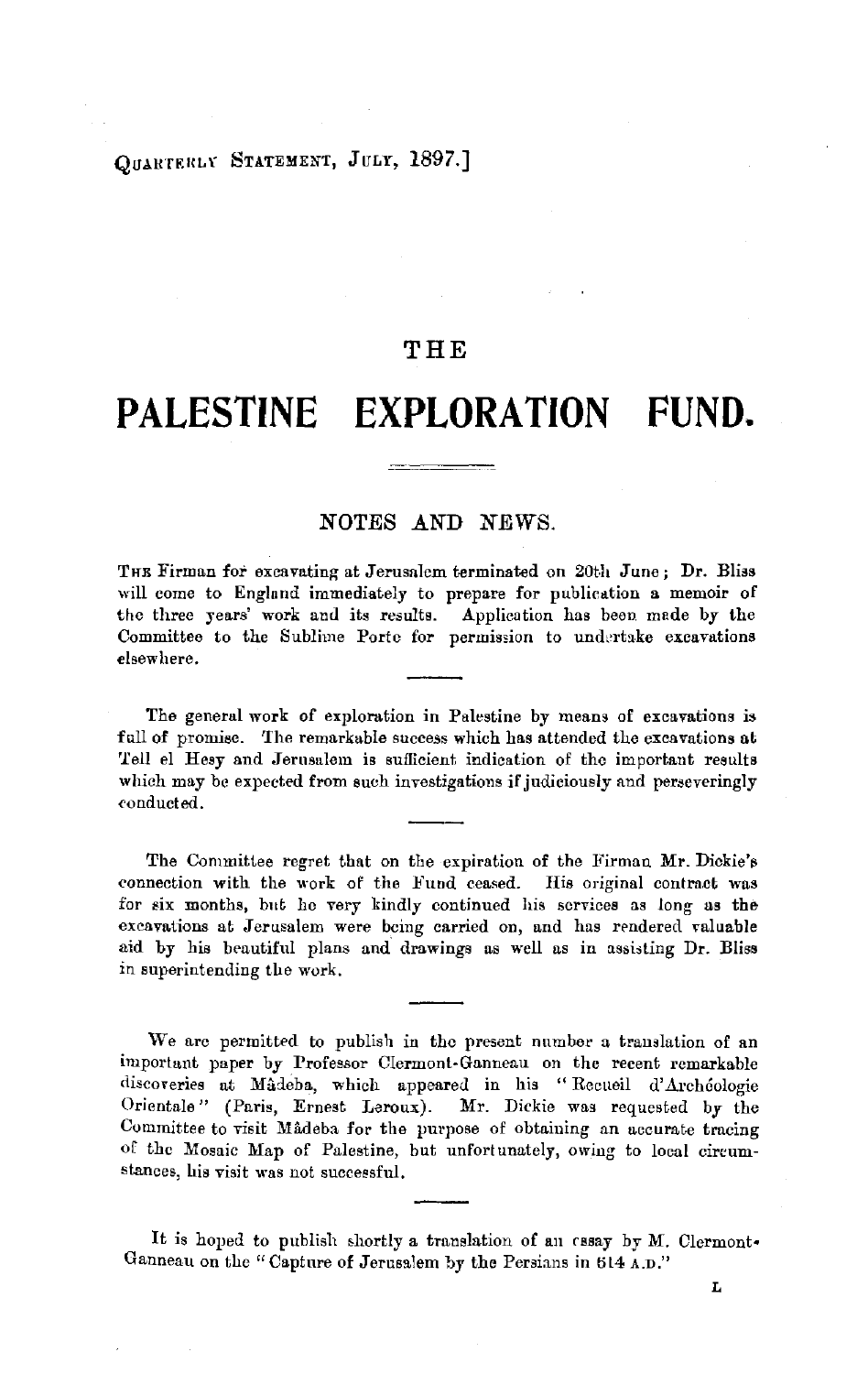# THE

# PALESTINE EXPLORATION FUND.

## NOTES AND NEWS.

THE Firman for excavating at Jerusalem terminated on 20th June; Dr. Bliss will come to England immediately to prepare for publication a memoir of the three years' work and its results. Application has been made by the Committee to the Sublime Porte for permission to undertake excavations elsewhere.

The general work of exploration in Palestine by means of excavations is full of promise. The remarkable success which has attended the excavations at Tell el Hesy and Jerusalem is sufficient indication of the important results which may be expected from such investigations if judiciously and perseveringly conducted.

The Committee regret that on the expiration of the Firman Mr. Dickie's connection with the work of the Fund ceased. His original contract was for six months, but he very kindly continued his services as long as the excavations at Jerusalem were being carried on, and has rendered valuable aid by his beautiful plans and drawings as well as in assisting Dr. Bliss in superintending the work.

We are permitted to publish in the present number a translation of an important paper by Professor Clermont-Ganneau on the recent remarkable discoveries at Mâdeba, which appeared in his "Recueil d'Archéologie Orientale" (Paris, Ernest Leroux). Mr. Dickie was requested by the Committee to visit Mâdeba for the purpose of obtaining an accurate tracing of the Mosaic Map of Palestine, but unfortunately, owing to local circumstances, his visit was not successful.

It is hoped to publish shortly a translation of an essay by M. Clermont-Ganneau on the "Capture of Jerusalem by the Persians in 614 A.D."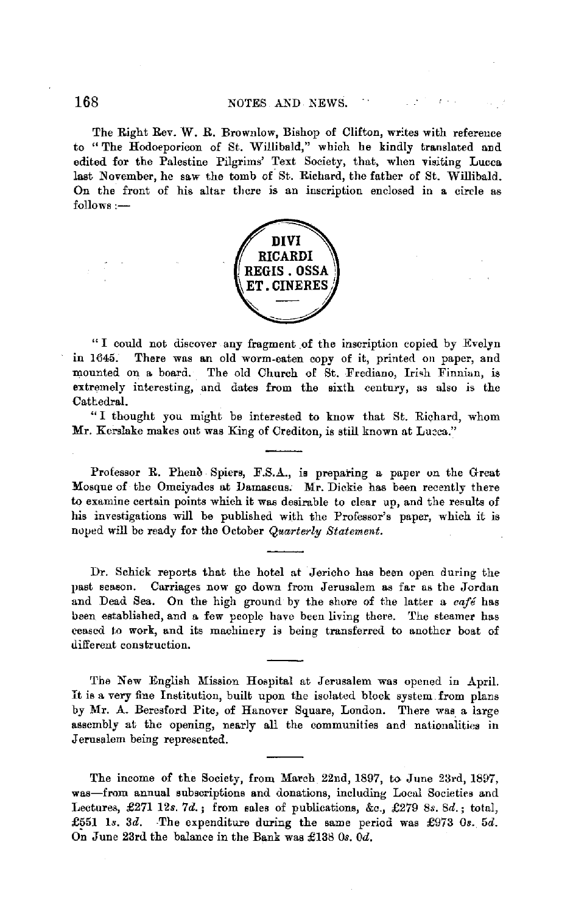The Right Rev. W. R. Brownlow, Bishop of Clifton, writes with reference to "The Hodoeporicon of St. Willibald," which he kindly translated and edited for the Palestine Pilgrims' Text Society, that, when visiting Lucca last November, he saw the tomb of St. Richard, the father of St. Willibald. On the front of his altar there is an inscription enclosed in a circle as follows:—

DIVI
RICARDI
REGIS . OSSA
ET . CINERES

"I could not discover any fragment of the inscription copied by Evelyn in 1645. There was an old worm-eaten copy of it, printed on paper, and mounted on a board. The old Church of St. Frediano, Irish Finnian, is extremely interesting, and dates from the sixth century, as also is the Cathedral.

"I thought you might be interested to know that St. Richard, whom Mr. Kerslake makes out was King of Crediton, is still known at Lucca."

---

Professor R. Phenè Spiers, F.S.A., is preparing a paper on the Great Mosque of the Omeiyades at Damascus. Mr. Dickie has been recently there to examine certain points which it was desirable to clear up, and the results of his investigations will be published with the Professor's paper, which it is hoped will be ready for the October *Quarterly Statement*.

---

Dr. Schick reports that the hotel at Jericho has been open during the past season. Carriages now go down from Jerusalem as far as the Jordan and Dead Sea. On the high ground by the shore of the latter a *café* has been established, and a few people have been living there. The steamer has ceased to work, and its machinery is being transferred to another boat of different construction.

---

The New English Mission Hospital at Jerusalem was opened in April. It is a very fine Institution, built upon the isolated block system from plans by Mr. A. Beresford Pite, of Hanover Square, London. There was a large assembly at the opening, nearly all the communities and nationalities in Jerusalem being represented.

---

The income of the Society, from March 22nd, 1897, to June 23rd, 1897, was—from annual subscriptions and donations, including Local Societies and Lectures, £271 12*s*. 7*d*.; from sales of publications, &c., £279 8*s*. 8*d*.; total, £551 1*s*. 3*d*. The expenditure during the same period was £973 0*s*. 5*d*. On June 23rd the balance in the Bank was £138 0*s*. 0*d*.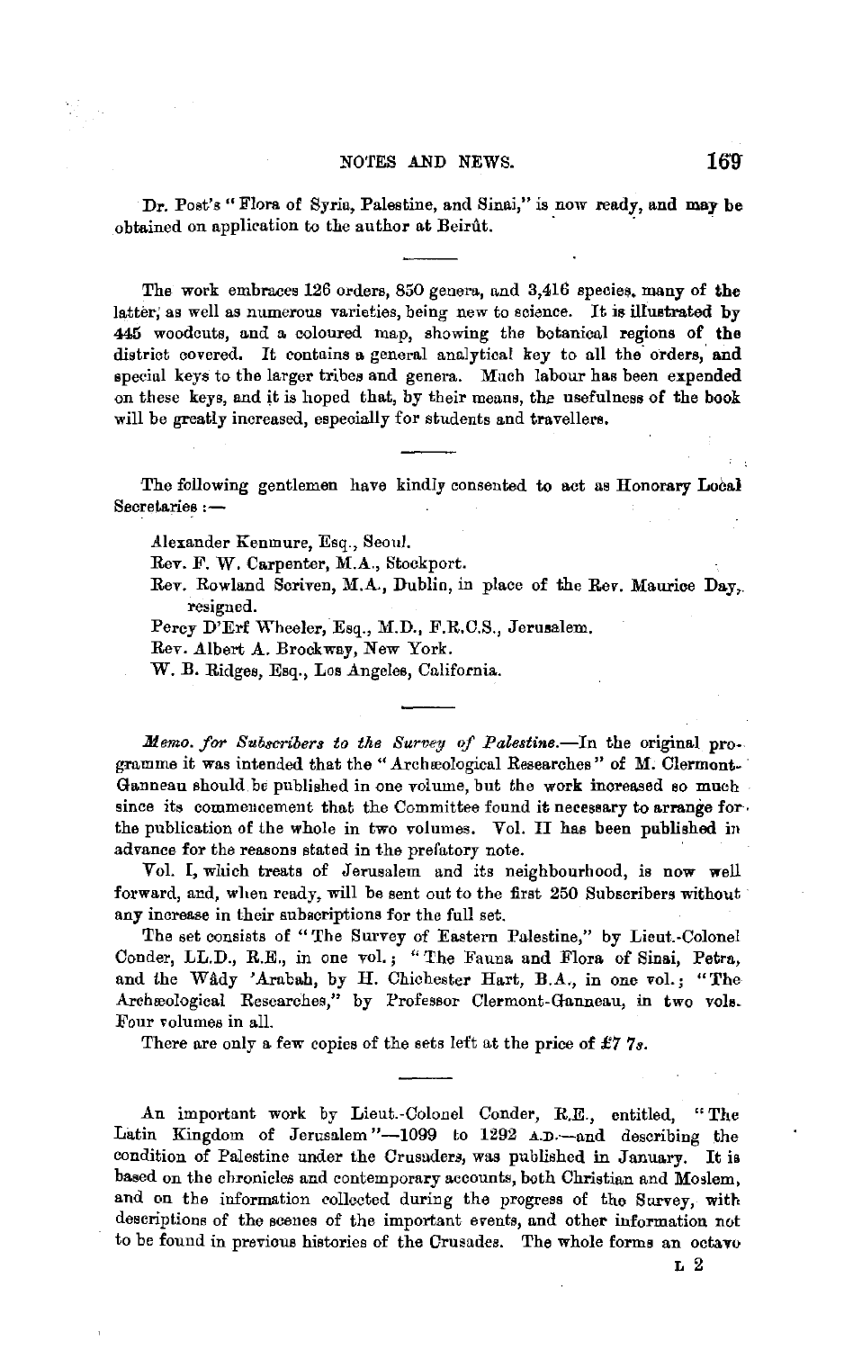Dr. Post's "Flora of Syria, Palestine, and Sinai," is now ready, and may be obtained on application to the author at Beirût.

---

The work embraces 126 orders, 850 genera, and 3,416 species, many of the latter, as well as numerous varieties, being new to science. It is illustrated by 445 woodcuts, and a coloured map, showing the botanical regions of the district covered. It contains a general analytical key to all the orders, and special keys to the larger tribes and genera. Much labour has been expended on these keys, and it is hoped that, by their means, the usefulness of the book will be greatly increased, especially for students and travellers.

---

The following gentlemen have kindly consented to act as Honorary Local Secretaries:—

Alexander Kenmure, Esq., Seoul.

Rev. F. W. Carpenter, M.A., Stockport.

Rev. Rowland Scriven, M.A., Dublin, in place of the Rev. Maurice Day, resigned.

Percy D'Erf Wheeler, Esq., M.D., F.R.C.S., Jerusalem.

Rev. Albert A. Brockway, New York.

W. B. Ridges, Esq., Los Angeles, California.

---

*Memo. for Subscribers to the Survey of Palestine.*—In the original programme it was intended that the "Archæological Researches" of M. Clermont-Ganneau should be published in one volume, but the work increased so much since its commencement that the Committee found it necessary to arrange for the publication of the whole in two volumes. Vol. II has been published in advance for the reasons stated in the prefatory note.

Vol. I, which treats of Jerusalem and its neighbourhood, is now well forward, and, when ready, will be sent out to the first 250 Subscribers without any increase in their subscriptions for the full set.

The set consists of "The Survey of Eastern Palestine," by Lieut.-Colonel Conder, LL.D., R.E., in one vol.; "The Fauna and Flora of Sinai, Petra, and the Wâdy 'Arabah, by H. Chichester Hart, B.A., in one vol.; "The Archæological Researches," by Professor Clermont-Ganneau, in two vols. Four volumes in all.

There are only a few copies of the sets left at the price of £7 7*s*.

---

An important work by Lieut.-Colonel Conder, R.E., entitled, "The Latin Kingdom of Jerusalem"—1099 to 1292 A.D.—and describing the condition of Palestine under the Crusaders, was published in January. It is based on the chronicles and contemporary accounts, both Christian and Moslem, and on the information collected during the progress of the Survey, with descriptions of the scenes of the important events, and other information not to be found in previous histories of the Crusades. The whole forms an octavo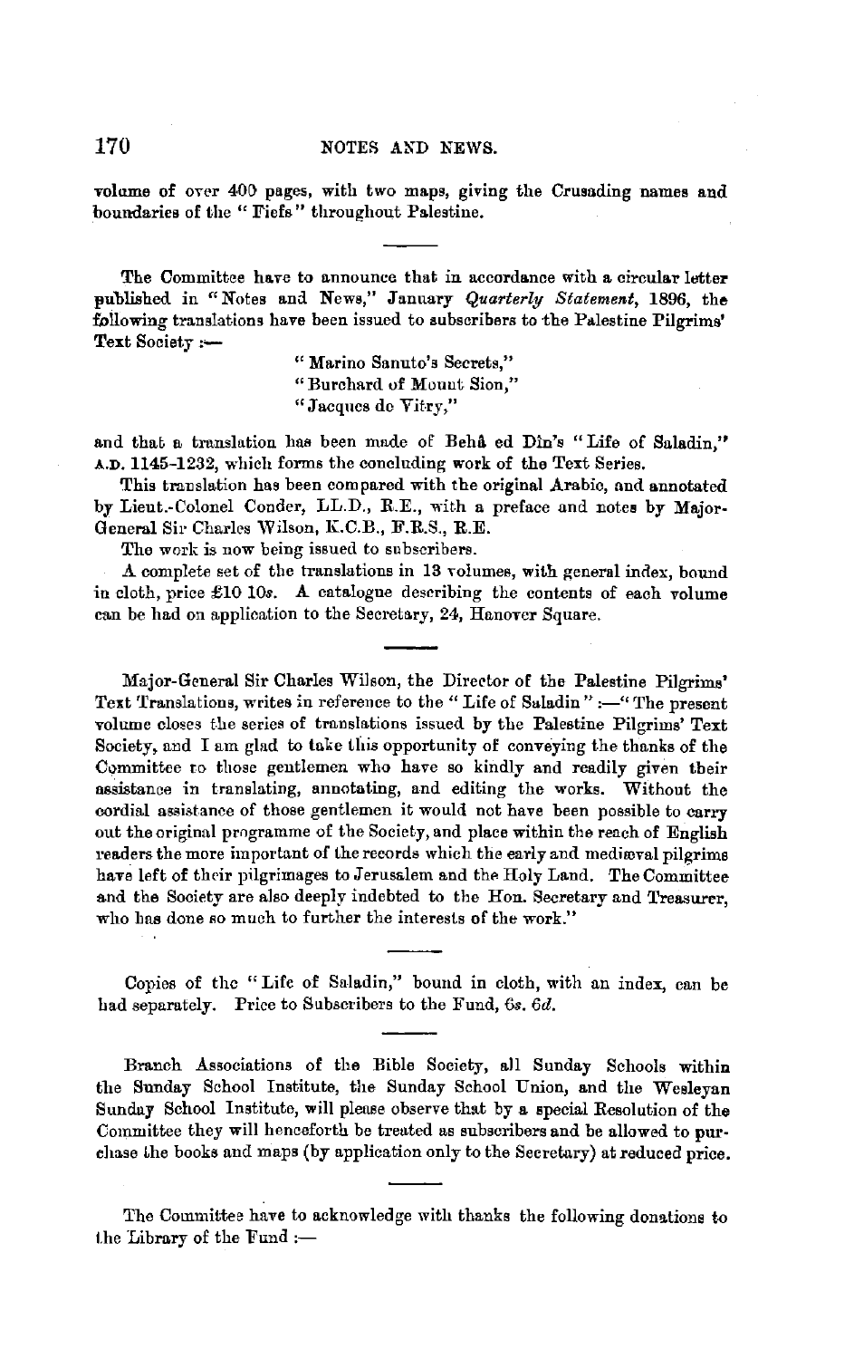volume of over 400 pages, with two maps, giving the Crusading names and boundaries of the "Fiefs" throughout Palestine.

---

The Committee have to announce that in accordance with a circular letter published in "Notes and News," January *Quarterly Statement*, 1896, the following translations have been issued to subscribers to the Palestine Pilgrims' Text Society :—

> "Marino Sanuto's Secrets,"
> "Burchard of Mount Sion,"
> "Jacques de Vitry,"

and that a translation has been made of Behâ ed Dîn's "Life of Saladin," A.D. 1145-1232, which forms the concluding work of the Text Series.

This translation has been compared with the original Arabic, and annotated by Lieut.-Colonel Conder, LL.D., R.E., with a preface and notes by Major-General Sir Charles Wilson, K.C.B., F.R.S., R.E.

The work is now being issued to subscribers.

A complete set of the translations in 13 volumes, with general index, bound in cloth, price £10 10*s*. A catalogue describing the contents of each volume can be had on application to the Secretary, 24, Hanover Square.

---

Major-General Sir Charles Wilson, the Director of the Palestine Pilgrims' Text Translations, writes in reference to the "Life of Saladin":—"The present volume closes the series of translations issued by the Palestine Pilgrims' Text Society, and I am glad to take this opportunity of conveying the thanks of the Committee to those gentlemen who have so kindly and readily given their assistance in translating, annotating, and editing the works. Without the cordial assistance of those gentlemen it would not have been possible to carry out the original programme of the Society, and place within the reach of English readers the more important of the records which the early and mediæval pilgrims have left of their pilgrimages to Jerusalem and the Holy Land. The Committee and the Society are also deeply indebted to the Hon. Secretary and Treasurer, who has done so much to further the interests of the work."

---

Copies of the "Life of Saladin," bound in cloth, with an index, can be had separately. Price to Subscribers to the Fund, 6*s*. 6*d*.

---

Branch Associations of the Bible Society, all Sunday Schools within the Sunday School Institute, the Sunday School Union, and the Wesleyan Sunday School Institute, will please observe that by a special Resolution of the Committee they will henceforth be treated as subscribers and be allowed to purchase the books and maps (by application only to the Secretary) at reduced price.

---

The Committee have to acknowledge with thanks the following donations to the Library of the Fund :—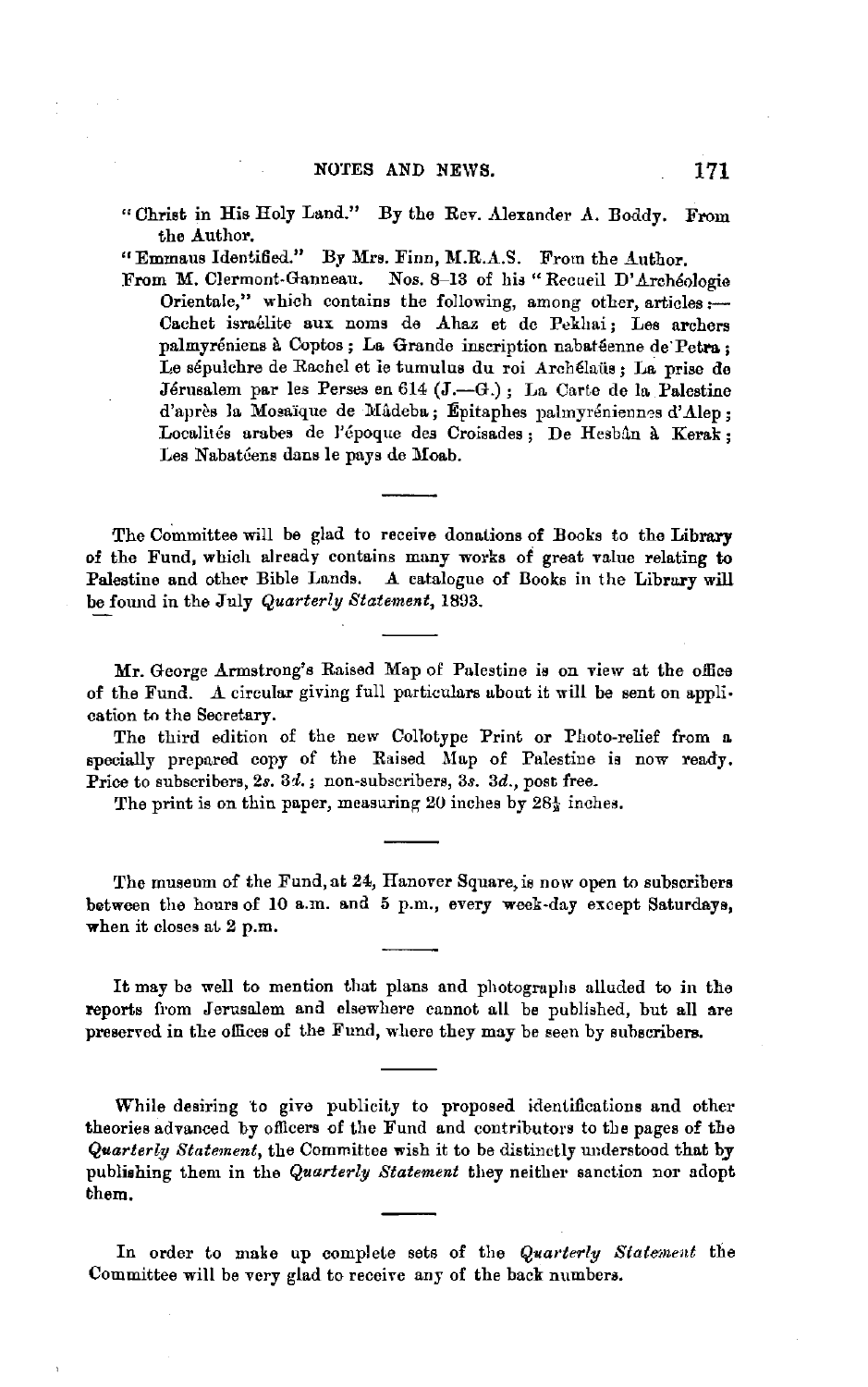"Christ in His Holy Land." By the Rev. Alexander A. Boddy. From the Author.

"Emmaus Identified." By Mrs. Finn, M.R.A.S. From the Author.

From M. Clermont-Ganneau. Nos. 8–13 of his "Recueil D'Archéologie Orientale," which contains the following, among other, articles:—Cachet israélite aux noms de Ahaz et de Pekhai; Les archers palmyréniens à Coptos; La Grande inscription nabatéenne de Petra; Le sépulchre de Rachel et le tumulus du roi Archélaüs; La prise de Jérusalem par les Perses en 614 (J.—G.); La Carte de la Palestine d'après la Mosaïque de Mâdeba; Épitaphes palmyréniennes d'Alep; Localités arabes de l'époque des Croisades; De Hesbân à Kerak; Les Nabatéens dans le pays de Moab.

---

The Committee will be glad to receive donations of Books to the Library of the Fund, which already contains many works of great value relating to Palestine and other Bible Lands. A catalogue of Books in the Library will be found in the July *Quarterly Statement*, 1893.

---

Mr. George Armstrong's Raised Map of Palestine is on view at the office of the Fund. A circular giving full particulars about it will be sent on application to the Secretary.

The third edition of the new Collotype Print or Photo-relief from a specially prepared copy of the Raised Map of Palestine is now ready. Price to subscribers, 2*s.* 3*d.*; non-subscribers, 3*s.* 3*d.*, post free.

The print is on thin paper, measuring 20 inches by 28½ inches.

---

The museum of the Fund, at 24, Hanover Square, is now open to subscribers between the hours of 10 a.m. and 5 p.m., every week-day except Saturdays, when it closes at 2 p.m.

---

It may be well to mention that plans and photographs alluded to in the reports from Jerusalem and elsewhere cannot all be published, but all are preserved in the offices of the Fund, where they may be seen by subscribers.

---

While desiring to give publicity to proposed identifications and other theories advanced by officers of the Fund and contributors to the pages of the *Quarterly Statement*, the Committee wish it to be distinctly understood that by publishing them in the *Quarterly Statement* they neither sanction nor adopt them.

---

In order to make up complete sets of the *Quarterly Statement* the Committee will be very glad to receive any of the back numbers.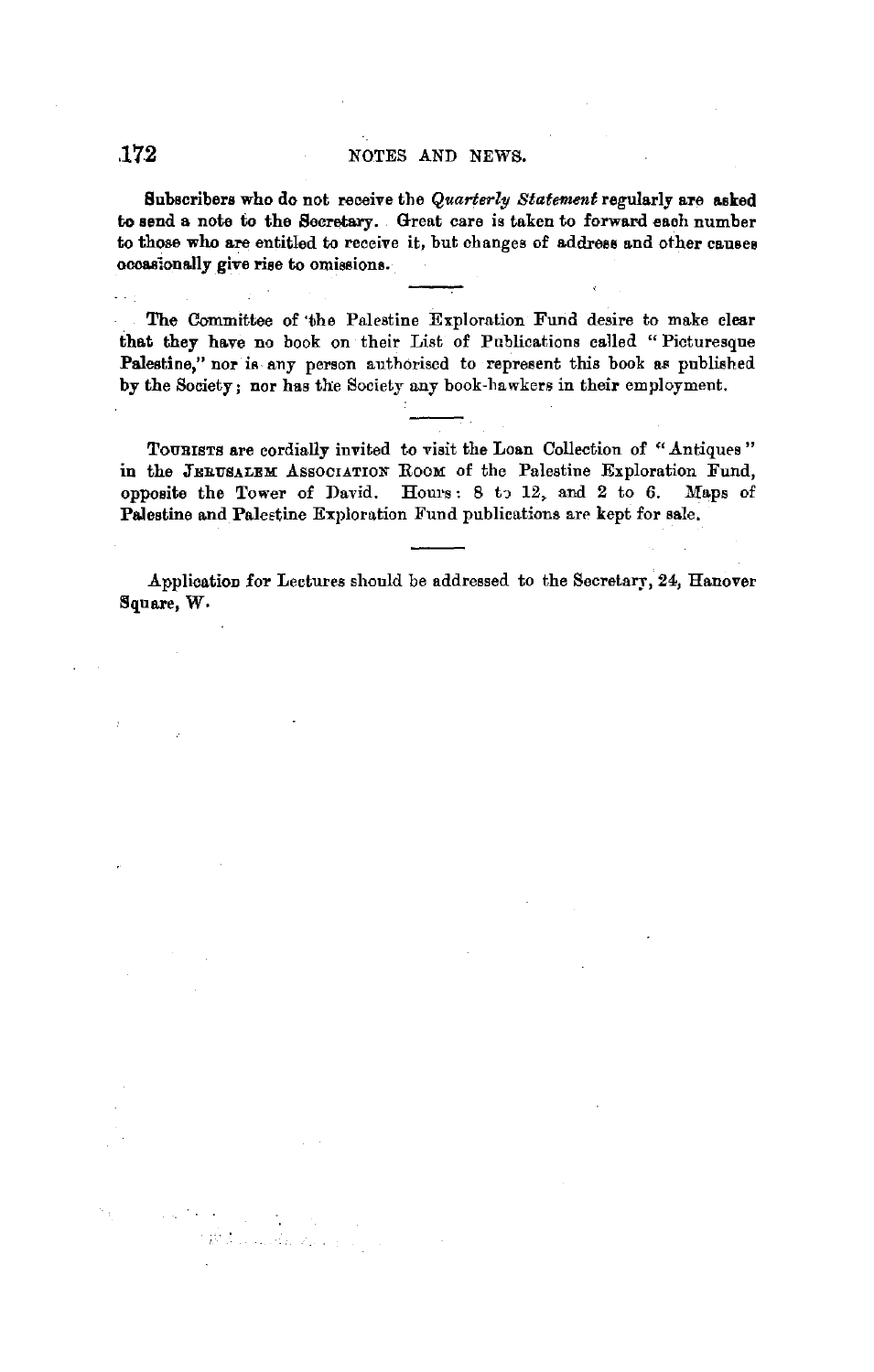Subscribers who do not receive the *Quarterly Statement* regularly are asked to send a note to the Secretary. Great care is taken to forward each number to those who are entitled to receive it, but changes of address and other causes occasionally give rise to omissions.

---

The Committee of the Palestine Exploration Fund desire to make clear that they have no book on their List of Publications called "Picturesque Palestine," nor is any person authorised to represent this book as published by the Society; nor has the Society any book-hawkers in their employment.

---

TOURISTS are cordially invited to visit the Loan Collection of "Antiques" in the JERUSALEM ASSOCIATION ROOM of the Palestine Exploration Fund, opposite the Tower of David. Hours: 8 to 12, and 2 to 6. Maps of Palestine and Palestine Exploration Fund publications are kept for sale.

---

Application for Lectures should be addressed to the Secretary, 24, Hanover Square, W.